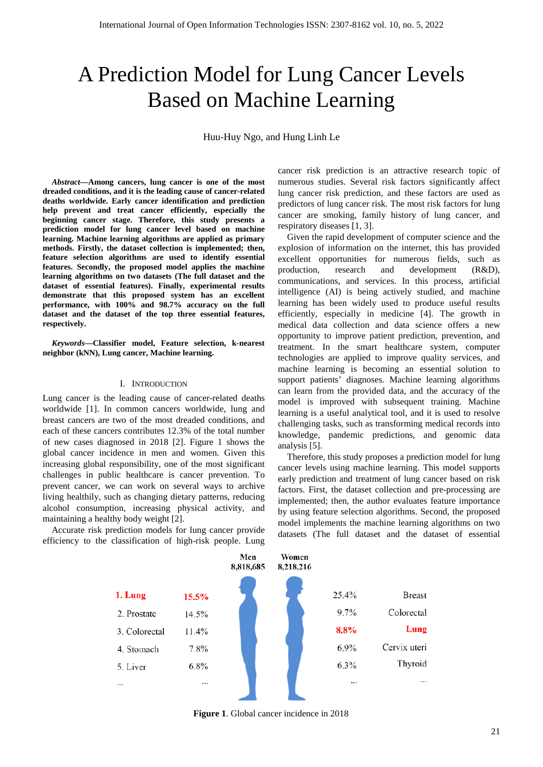# A Prediction Model for Lung Cancer Levels Based on Machine Learning

Huu-Huy Ngo, and Hung Linh Le

***Abstract*—Among cancers, lung cancer is one of the most dreaded conditions, and it is the leading cause of cancer-related deaths worldwide. Early cancer identification and prediction help prevent and treat cancer efficiently, especially the beginning cancer stage. Therefore, this study presents a prediction model for lung cancer level based on machine learning. Machine learning algorithms are applied as primary methods. Firstly, the dataset collection is implemented; then, feature selection algorithms are used to identify essential features. Secondly, the proposed model applies the machine learning algorithms on two datasets (The full dataset and the dataset of essential features). Finally, experimental results demonstrate that this proposed system has an excellent performance, with 100% and 98.7% accuracy on the full dataset and the dataset of the top three essential features, respectively.**

***Keywords*—Classifier model, Feature selection, k-nearest neighbor (kNN), Lung cancer, Machine learning.**

## I. Introduction

Lung cancer is the leading cause of cancer-related deaths worldwide [1]. In common cancers worldwide, lung and breast cancers are two of the most dreaded conditions, and each of these cancers contributes 12.3% of the total number of new cases diagnosed in 2018 [2]. Figure 1 shows the global cancer incidence in men and women. Given this increasing global responsibility, one of the most significant challenges in public healthcare is cancer prevention. To prevent cancer, we can work on several ways to archive living healthily, such as changing dietary patterns, reducing alcohol consumption, increasing physical activity, and maintaining a healthy body weight [2].

Accurate risk prediction models for lung cancer provide efficiency to the classification of high-risk people. Lung cancer risk prediction is an attractive research topic of numerous studies. Several risk factors significantly affect lung cancer risk prediction, and these factors are used as predictors of lung cancer risk. The most risk factors for lung cancer are smoking, family history of lung cancer, and respiratory diseases [1, 3].

Given the rapid development of computer science and the explosion of information on the internet, this has provided excellent opportunities for numerous fields, such as production, research and development (R&D), communications, and services. In this process, artificial intelligence (AI) is being actively studied, and machine learning has been widely used to produce useful results efficiently, especially in medicine [4]. The growth in medical data collection and data science offers a new opportunity to improve patient prediction, prevention, and treatment. In the smart healthcare system, computer technologies are applied to improve quality services, and machine learning is becoming an essential solution to support patients' diagnoses. Machine learning algorithms can learn from the provided data, and the accuracy of the model is improved with subsequent training. Machine learning is a useful analytical tool, and it is used to resolve challenging tasks, such as transforming medical records into knowledge, pandemic predictions, and genomic data analysis [5].

Therefore, this study proposes a prediction model for lung cancer levels using machine learning. This model supports early prediction and treatment of lung cancer based on risk factors. First, the dataset collection and pre-processing are implemented; then, the author evaluates feature importance by using feature selection algorithms. Second, the proposed model implements the machine learning algorithms on two datasets (The full dataset and the dataset of essential

| Men 8,818,685 | | Women 8,218,216 | |
|---|---|---|---|
| 1. Lung | 15.5% | 25.4% | Breast |
| 2. Prostate | 14.5% | 9.7% | Colorectal |
| 3. Colorectal | 11.4% | 8.8% | Lung |
| 4. Stomach | 7.8% | 6.9% | Cervix uteri |
| 5. Liver | 6.8% | 6.3% | Thyroid |
| ... | ... | ... | ... |

**Figure 1**. Global cancer incidence in 2018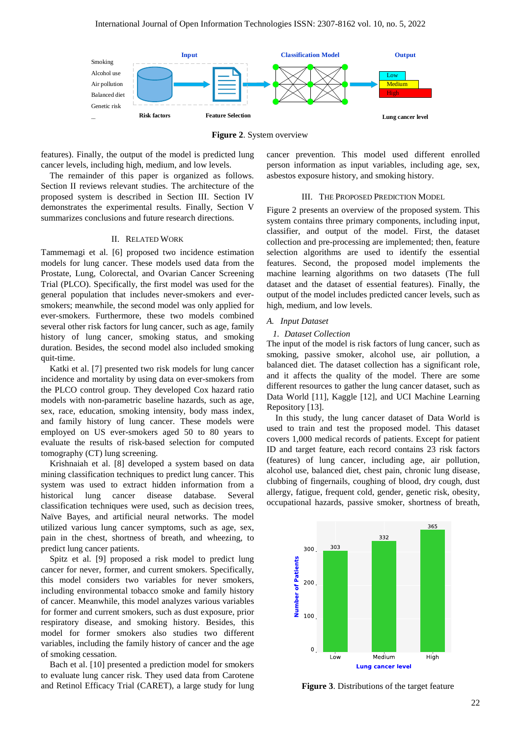Figure 2. System overview

features). Finally, the output of the model is predicted lung cancer levels, including high, medium, and low levels.

The remainder of this paper is organized as follows. Section II reviews relevant studies. The architecture of the proposed system is described in Section III. Section IV demonstrates the experimental results. Finally, Section V summarizes conclusions and future research directions.

## II. Related Work

Tammemagi et al. [6] proposed two incidence estimation models for lung cancer. These models used data from the Prostate, Lung, Colorectal, and Ovarian Cancer Screening Trial (PLCO). Specifically, the first model was used for the general population that includes never-smokers and ever-smokers; meanwhile, the second model was only applied for ever-smokers. Furthermore, these two models combined several other risk factors for lung cancer, such as age, family history of lung cancer, smoking status, and smoking duration. Besides, the second model also included smoking quit-time.

Katki et al. [7] presented two risk models for lung cancer incidence and mortality by using data on ever-smokers from the PLCO control group. They developed Cox hazard ratio models with non-parametric baseline hazards, such as age, sex, race, education, smoking intensity, body mass index, and family history of lung cancer. These models were employed on US ever-smokers aged 50 to 80 years to evaluate the results of risk-based selection for computed tomography (CT) lung screening.

Krishnaiah et al. [8] developed a system based on data mining classification techniques to predict lung cancer. This system was used to extract hidden information from a historical lung cancer disease database. Several classification techniques were used, such as decision trees, Naïve Bayes, and artificial neural networks. The model utilized various lung cancer symptoms, such as age, sex, pain in the chest, shortness of breath, and wheezing, to predict lung cancer patients.

Spitz et al. [9] proposed a risk model to predict lung cancer for never, former, and current smokers. Specifically, this model considers two variables for never smokers, including environmental tobacco smoke and family history of cancer. Meanwhile, this model analyzes various variables for former and current smokers, such as dust exposure, prior respiratory disease, and smoking history. Besides, this model for former smokers also studies two different variables, including the family history of cancer and the age of smoking cessation.

Bach et al. [10] presented a prediction model for smokers to evaluate lung cancer risk. They used data from Carotene and Retinol Efficacy Trial (CARET), a large study for lung cancer prevention. This model used different enrolled person information as input variables, including age, sex, asbestos exposure history, and smoking history.

## III. The Proposed Prediction Model

Figure 2 presents an overview of the proposed system. This system contains three primary components, including input, classifier, and output of the model. First, the dataset collection and pre-processing are implemented; then, feature selection algorithms are used to identify the essential features. Second, the proposed model implements the machine learning algorithms on two datasets (The full dataset and the dataset of essential features). Finally, the output of the model includes predicted cancer levels, such as high, medium, and low levels.

### *A. Input Dataset*

#### *1. Dataset Collection*

The input of the model is risk factors of lung cancer, such as smoking, passive smoker, alcohol use, air pollution, a balanced diet. The dataset collection has a significant role, and it affects the quality of the model. There are some different resources to gather the lung cancer dataset, such as Data World [11], Kaggle [12], and UCI Machine Learning Repository [13].

In this study, the lung cancer dataset of Data World is used to train and test the proposed model. This dataset covers 1,000 medical records of patients. Except for patient ID and target feature, each record contains 23 risk factors (features) of lung cancer, including age, air pollution, alcohol use, balanced diet, chest pain, chronic lung disease, clubbing of fingernails, coughing of blood, dry cough, dust allergy, fatigue, frequent cold, gender, genetic risk, obesity, occupational hazards, passive smoker, shortness of breath,

Figure 3. Distributions of the target feature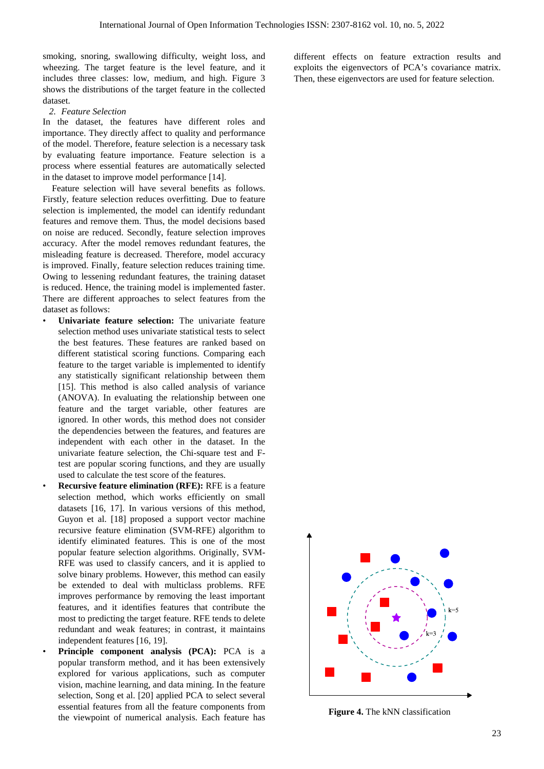smoking, snoring, swallowing difficulty, weight loss, and wheezing. The target feature is the level feature, and it includes three classes: low, medium, and high. Figure 3 shows the distributions of the target feature in the collected dataset.

### *2. Feature Selection*

In the dataset, the features have different roles and importance. They directly affect to quality and performance of the model. Therefore, feature selection is a necessary task by evaluating feature importance. Feature selection is a process where essential features are automatically selected in the dataset to improve model performance [14].

Feature selection will have several benefits as follows. Firstly, feature selection reduces overfitting. Due to feature selection is implemented, the model can identify redundant features and remove them. Thus, the model decisions based on noise are reduced. Secondly, feature selection improves accuracy. After the model removes redundant features, the misleading feature is decreased. Therefore, model accuracy is improved. Finally, feature selection reduces training time. Owing to lessening redundant features, the training dataset is reduced. Hence, the training model is implemented faster. There are different approaches to select features from the dataset as follows:

- **Univariate feature selection:** The univariate feature selection method uses univariate statistical tests to select the best features. These features are ranked based on different statistical scoring functions. Comparing each feature to the target variable is implemented to identify any statistically significant relationship between them [15]. This method is also called analysis of variance (ANOVA). In evaluating the relationship between one feature and the target variable, other features are ignored. In other words, this method does not consider the dependencies between the features, and features are independent with each other in the dataset. In the univariate feature selection, the Chi-square test and F-test are popular scoring functions, and they are usually used to calculate the test score of the features.
- **Recursive feature elimination (RFE):** RFE is a feature selection method, which works efficiently on small datasets [16, 17]. In various versions of this method, Guyon et al. [18] proposed a support vector machine recursive feature elimination (SVM-RFE) algorithm to identify eliminated features. This is one of the most popular feature selection algorithms. Originally, SVM-RFE was used to classify cancers, and it is applied to solve binary problems. However, this method can easily be extended to deal with multiclass problems. RFE improves performance by removing the least important features, and it identifies features that contribute the most to predicting the target feature. RFE tends to delete redundant and weak features; in contrast, it maintains independent features [16, 19].
- **Principle component analysis (PCA):** PCA is a popular transform method, and it has been extensively explored for various applications, such as computer vision, machine learning, and data mining. In the feature selection, Song et al. [20] applied PCA to select several essential features from all the feature components from the viewpoint of numerical analysis. Each feature has different effects on feature extraction results and exploits the eigenvectors of PCA's covariance matrix. Then, these eigenvectors are used for feature selection.

**Figure 4.** The kNN classification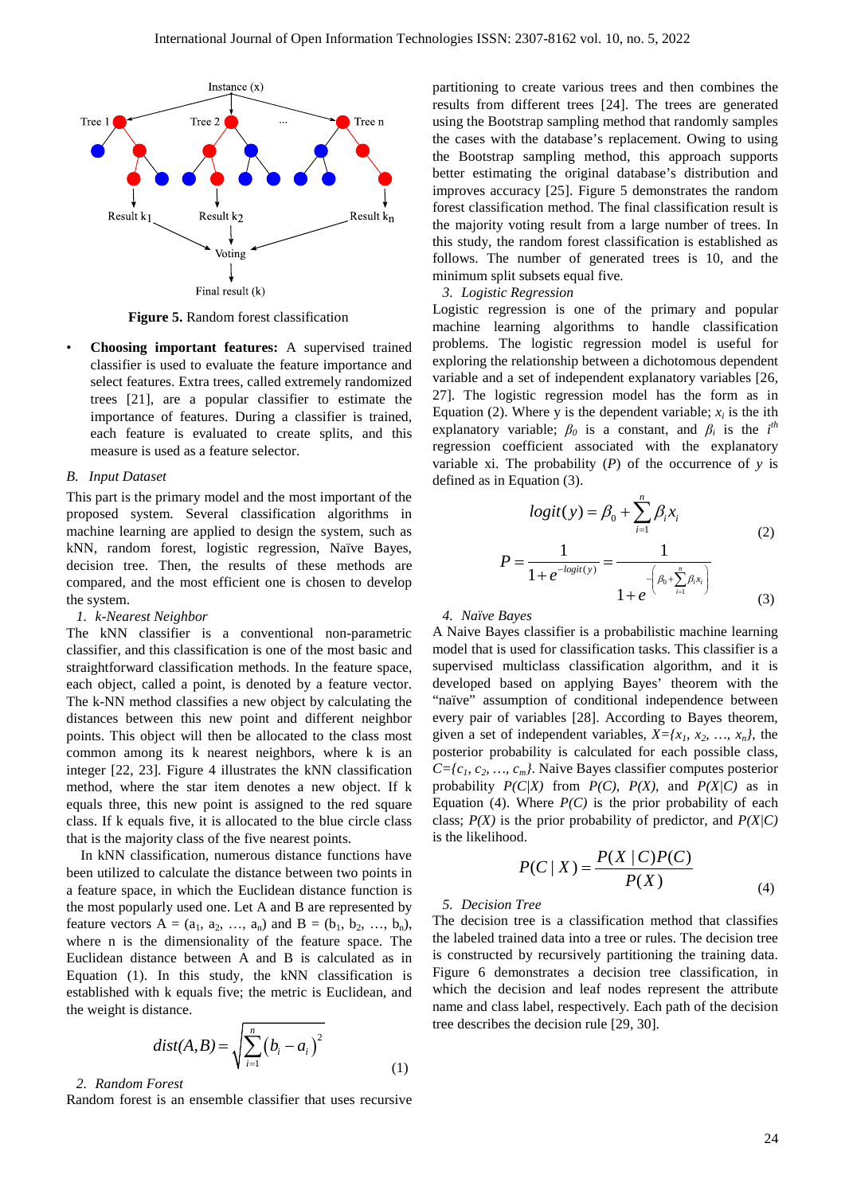Figure 5. Random forest classification

- **Choosing important features:** A supervised trained classifier is used to evaluate the feature importance and select features. Extra trees, called extremely randomized trees [21], are a popular classifier to estimate the importance of features. During a classifier is trained, each feature is evaluated to create splits, and this measure is used as a feature selector.

*B. Input Dataset*

This part is the primary model and the most important of the proposed system. Several classification algorithms in machine learning are applied to design the system, such as kNN, random forest, logistic regression, Naïve Bayes, decision tree. Then, the results of these methods are compared, and the most efficient one is chosen to develop the system.

*1. k-Nearest Neighbor*

The kNN classifier is a conventional non-parametric classifier, and this classification is one of the most basic and straightforward classification methods. In the feature space, each object, called a point, is denoted by a feature vector. The k-NN method classifies a new object by calculating the distances between this new point and different neighbor points. This object will then be allocated to the class most common among its k nearest neighbors, where k is an integer [22, 23]. Figure 4 illustrates the kNN classification method, where the star item denotes a new object. If k equals three, this new point is assigned to the red square class. If k equals five, it is allocated to the blue circle class that is the majority class of the five nearest points.

In kNN classification, numerous distance functions have been utilized to calculate the distance between two points in a feature space, in which the Euclidean distance function is the most popularly used one. Let A and B are represented by feature vectors $A = (a_1, a_2, \ldots, a_n)$ and $B = (b_1, b_2, \ldots, b_n)$, where n is the dimensionality of the feature space. The Euclidean distance between A and B is calculated as in Equation (1). In this study, the kNN classification is established with k equals five; the metric is Euclidean, and the weight is distance.

$$dist(A,B) = \sqrt{\sum_{i=1}^{n} \left(b_i - a_i\right)^2} \tag{1}$$

*2. Random Forest*

Random forest is an ensemble classifier that uses recursive partitioning to create various trees and then combines the results from different trees [24]. The trees are generated using the Bootstrap sampling method that randomly samples the cases with the database's replacement. Owing to using the Bootstrap sampling method, this approach supports better estimating the original database's distribution and improves accuracy [25]. Figure 5 demonstrates the random forest classification method. The final classification result is the majority voting result from a large number of trees. In this study, the random forest classification is established as follows. The number of generated trees is 10, and the minimum split subsets equal five.

*3. Logistic Regression*

Logistic regression is one of the primary and popular machine learning algorithms to handle classification problems. The logistic regression model is useful for exploring the relationship between a dichotomous dependent variable and a set of independent explanatory variables [26, 27]. The logistic regression model has the form as in Equation (2). Where y is the dependent variable; $x_i$ is the ith explanatory variable; $\beta_0$ is a constant, and $\beta_i$ is the $i^{th}$ regression coefficient associated with the explanatory variable xi. The probability ($P$) of the occurrence of $y$ is defined as in Equation (3).

$$logit(y) = \beta_0 + \sum_{i=1}^{n} \beta_i x_i \tag{2}$$

$$P = \frac{1}{1+e^{-logit(y)}} = \frac{1}{1+e^{-\left(\beta_0 + \sum_{i=1}^{n} \beta_i x_i\right)}} \tag{3}$$

*4. Naïve Bayes*

A Naive Bayes classifier is a probabilistic machine learning model that is used for classification tasks. This classifier is a supervised multiclass classification algorithm, and it is developed based on applying Bayes' theorem with the "naïve" assumption of conditional independence between every pair of variables [28]. According to Bayes theorem, given a set of independent variables, $X=\{x_1, x_2, \ldots, x_n\}$, the posterior probability is calculated for each possible class, $C=\{c_1, c_2, \ldots, c_m\}$. Naive Bayes classifier computes posterior probability $P(C|X)$ from $P(C)$, $P(X)$, and $P(X|C)$ as in Equation (4). Where $P(C)$ is the prior probability of each class; $P(X)$ is the prior probability of predictor, and $P(X|C)$ is the likelihood.

$$P(C \mid X) = \frac{P(X \mid C)P(C)}{P(X)} \tag{4}$$

*5. Decision Tree*

The decision tree is a classification method that classifies the labeled trained data into a tree or rules. The decision tree is constructed by recursively partitioning the training data. Figure 6 demonstrates a decision tree classification, in which the decision and leaf nodes represent the attribute name and class label, respectively. Each path of the decision tree describes the decision rule [29, 30].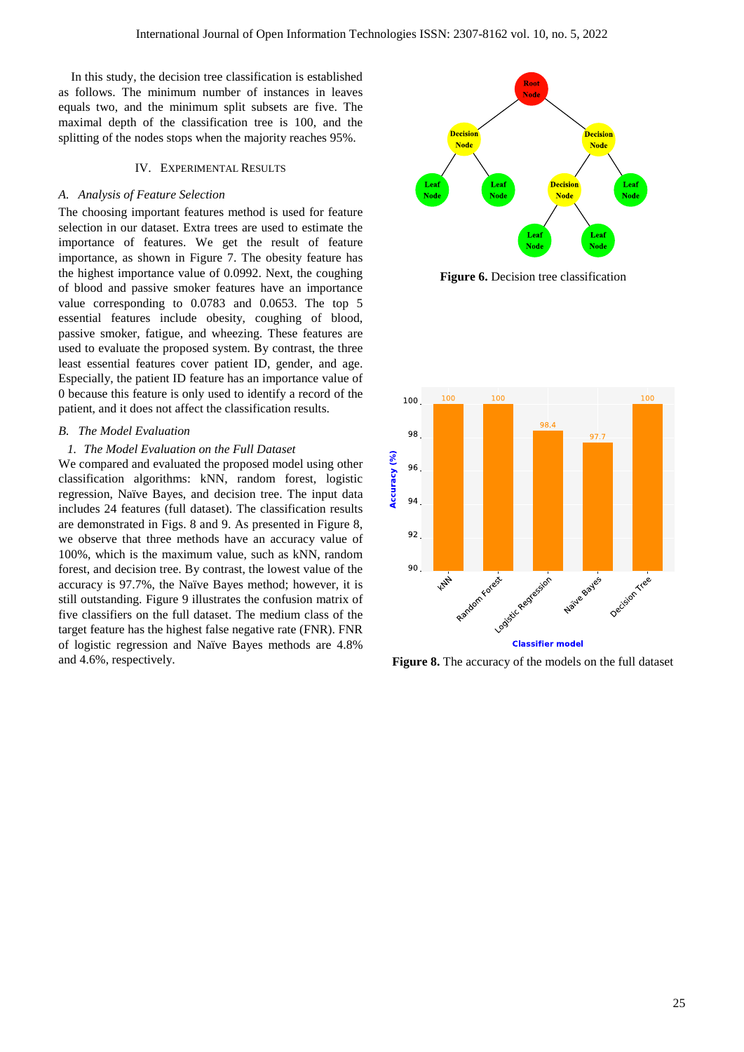In this study, the decision tree classification is established as follows. The minimum number of instances in leaves equals two, and the minimum split subsets are five. The maximal depth of the classification tree is 100, and the splitting of the nodes stops when the majority reaches 95%.

## IV. Experimental Results

### *A. Analysis of Feature Selection*

The choosing important features method is used for feature selection in our dataset. Extra trees are used to estimate the importance of features. We get the result of feature importance, as shown in Figure 7. The obesity feature has the highest importance value of 0.0992. Next, the coughing of blood and passive smoker features have an importance value corresponding to 0.0783 and 0.0653. The top 5 essential features include obesity, coughing of blood, passive smoker, fatigue, and wheezing. These features are used to evaluate the proposed system. By contrast, the three least essential features cover patient ID, gender, and age. Especially, the patient ID feature has an importance value of 0 because this feature is only used to identify a record of the patient, and it does not affect the classification results.

### *B. The Model Evaluation*

#### *1. The Model Evaluation on the Full Dataset*

We compared and evaluated the proposed model using other classification algorithms: kNN, random forest, logistic regression, Naïve Bayes, and decision tree. The input data includes 24 features (full dataset). The classification results are demonstrated in Figs. 8 and 9. As presented in Figure 8, we observe that three methods have an accuracy value of 100%, which is the maximum value, such as kNN, random forest, and decision tree. By contrast, the lowest value of the accuracy is 97.7%, the Naïve Bayes method; however, it is still outstanding. Figure 9 illustrates the confusion matrix of five classifiers on the full dataset. The medium class of the target feature has the highest false negative rate (FNR). FNR of logistic regression and Naïve Bayes methods are 4.8% and 4.6%, respectively.

**Figure 6.** Decision tree classification

**Figure 8.** The accuracy of the models on the full dataset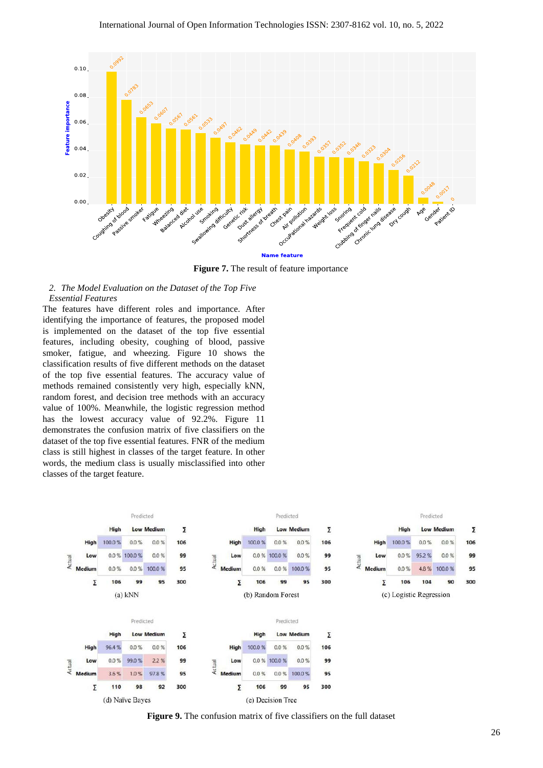**Figure 7.** The result of feature importance

*2. The Model Evaluation on the Dataset of the Top Five Essential Features*

The features have different roles and importance. After identifying the importance of features, the proposed model is implemented on the dataset of the top five essential features, including obesity, coughing of blood, passive smoker, fatigue, and wheezing. Figure 10 shows the classification results of five different methods on the dataset of the top five essential features. The accuracy value of methods remained consistently very high, especially kNN, random forest, and decision tree methods with an accuracy value of 100%. Meanwhile, the logistic regression method has the lowest accuracy value of 92.2%. Figure 11 demonstrates the confusion matrix of five classifiers on the dataset of the top five essential features. FNR of the medium class is still highest in classes of the target feature. In other words, the medium class is usually misclassified into other classes of the target feature.

**Figure 9.** The confusion matrix of five classifiers on the full dataset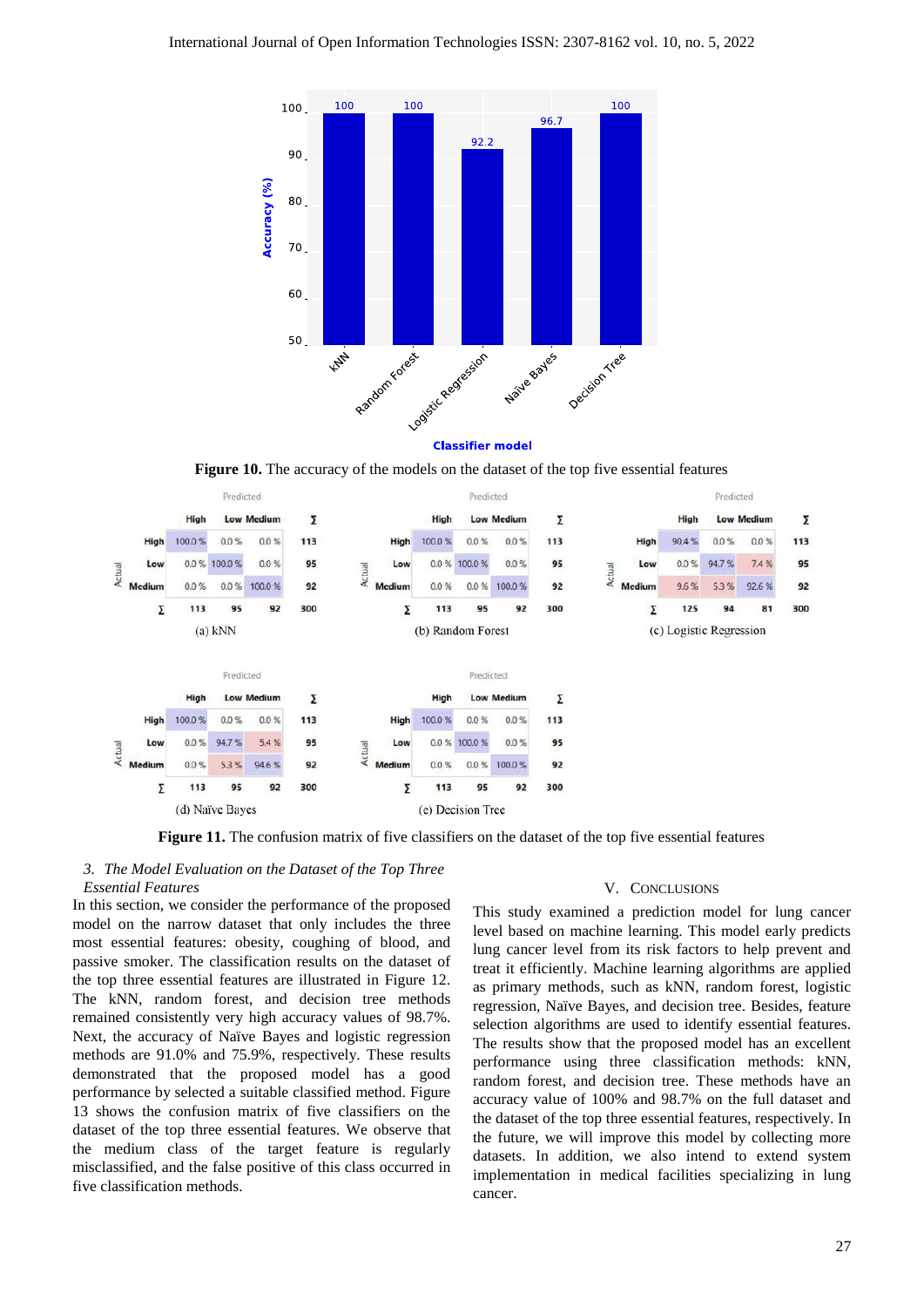**Figure 10.** The accuracy of the models on the dataset of the top five essential features

**Figure 11.** The confusion matrix of five classifiers on the dataset of the top five essential features

*3. The Model Evaluation on the Dataset of the Top Three Essential Features*

In this section, we consider the performance of the proposed model on the narrow dataset that only includes the three most essential features: obesity, coughing of blood, and passive smoker. The classification results on the dataset of the top three essential features are illustrated in Figure 12. The kNN, random forest, and decision tree methods remained consistently very high accuracy values of 98.7%. Next, the accuracy of Naïve Bayes and logistic regression methods are 91.0% and 75.9%, respectively. These results demonstrated that the proposed model has a good performance by selected a suitable classified method. Figure 13 shows the confusion matrix of five classifiers on the dataset of the top three essential features. We observe that the medium class of the target feature is regularly misclassified, and the false positive of this class occurred in five classification methods.

## V. Conclusions

This study examined a prediction model for lung cancer level based on machine learning. This model early predicts lung cancer level from its risk factors to help prevent and treat it efficiently. Machine learning algorithms are applied as primary methods, such as kNN, random forest, logistic regression, Naïve Bayes, and decision tree. Besides, feature selection algorithms are used to identify essential features. The results show that the proposed model has an excellent performance using three classification methods: kNN, random forest, and decision tree. These methods have an accuracy value of 100% and 98.7% on the full dataset and the dataset of the top three essential features, respectively. In the future, we will improve this model by collecting more datasets. In addition, we also intend to extend system implementation in medical facilities specializing in lung cancer.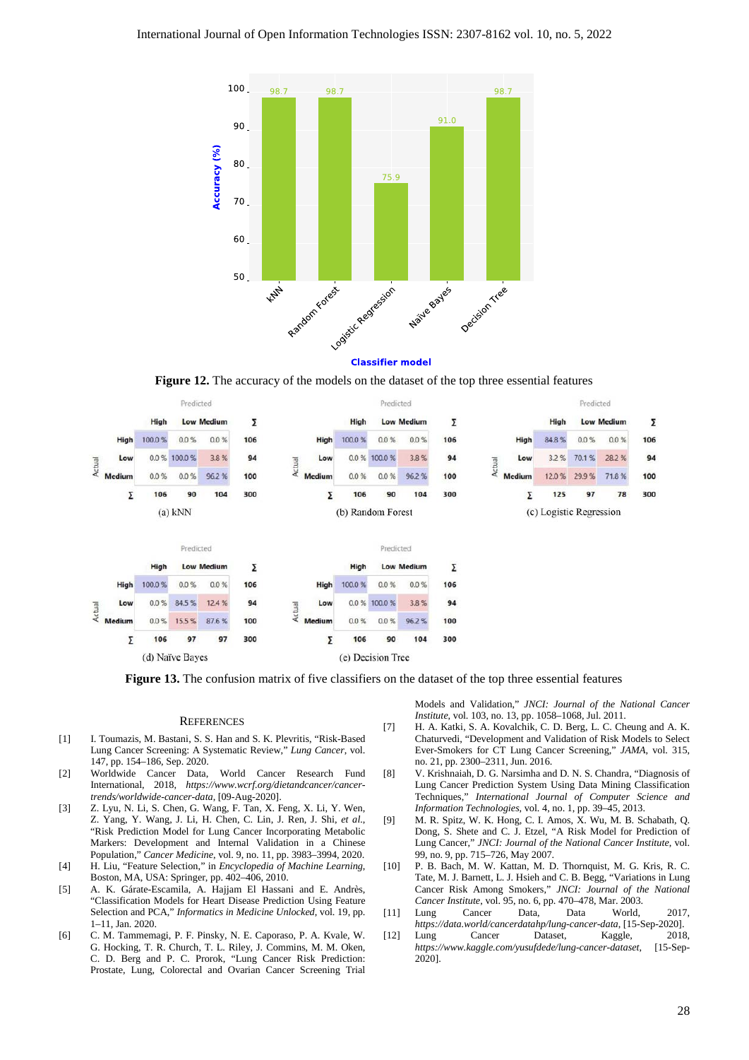**Figure 12.** The accuracy of the models on the dataset of the top three essential features

**Figure 13.** The confusion matrix of five classifiers on the dataset of the top three essential features

## REFERENCES

[1] I. Toumazis, M. Bastani, S. S. Han and S. K. Plevritis, "Risk-Based Lung Cancer Screening: A Systematic Review," *Lung Cancer*, vol. 147, pp. 154–186, Sep. 2020.

[2] Worldwide Cancer Data, World Cancer Research Fund International, 2018, *https://www.wcrf.org/dietandcancer/cancer-trends/worldwide-cancer-data*, [09-Aug-2020].

[3] Z. Lyu, N. Li, S. Chen, G. Wang, F. Tan, X. Feng, X. Li, Y. Wen, Z. Yang, Y. Wang, J. Li, H. Chen, C. Lin, J. Ren, J. Shi, *et al.*, "Risk Prediction Model for Lung Cancer Incorporating Metabolic Markers: Development and Internal Validation in a Chinese Population," *Cancer Medicine*, vol. 9, no. 11, pp. 3983–3994, 2020.

[4] H. Liu, "Feature Selection," in *Encyclopedia of Machine Learning*, Boston, MA, USA: Springer, pp. 402–406, 2010.

[5] A. K. Gárate-Escamila, A. Hajjam El Hassani and E. Andrès, "Classification Models for Heart Disease Prediction Using Feature Selection and PCA," *Informatics in Medicine Unlocked*, vol. 19, pp. 1–11, Jan. 2020.

[6] C. M. Tammemagi, P. F. Pinsky, N. E. Caporaso, P. A. Kvale, W. G. Hocking, T. R. Church, T. L. Riley, J. Commins, M. M. Oken, C. D. Berg and P. C. Prorok, "Lung Cancer Risk Prediction: Prostate, Lung, Colorectal and Ovarian Cancer Screening Trial Models and Validation," *JNCI: Journal of the National Cancer Institute*, vol. 103, no. 13, pp. 1058–1068, Jul. 2011.

[7] H. A. Katki, S. A. Kovalchik, C. D. Berg, L. C. Cheung and A. K. Chaturvedi, "Development and Validation of Risk Models to Select Ever-Smokers for CT Lung Cancer Screening," *JAMA*, vol. 315, no. 21, pp. 2300–2311, Jun. 2016.

[8] V. Krishnaiah, D. G. Narsimha and D. N. S. Chandra, "Diagnosis of Lung Cancer Prediction System Using Data Mining Classification Techniques," *International Journal of Computer Science and Information Technologies*, vol. 4, no. 1, pp. 39–45, 2013.

[9] M. R. Spitz, W. K. Hong, C. I. Amos, X. Wu, M. B. Schabath, Q. Dong, S. Shete and C. J. Etzel, "A Risk Model for Prediction of Lung Cancer," *JNCI: Journal of the National Cancer Institute*, vol. 99, no. 9, pp. 715–726, May 2007.

[10] P. B. Bach, M. W. Kattan, M. D. Thornquist, M. G. Kris, R. C. Tate, M. J. Barnett, L. J. Hsieh and C. B. Begg, "Variations in Lung Cancer Risk Among Smokers," *JNCI: Journal of the National Cancer Institute*, vol. 95, no. 6, pp. 470–478, Mar. 2003.

[11] Lung Cancer Data, Data World, 2017, *https://data.world/cancerdatahp/lung-cancer-data*, [15-Sep-2020].

[12] Lung Cancer Dataset, Kaggle, 2018, *https://www.kaggle.com/yusufdede/lung-cancer-dataset*, [15-Sep-2020].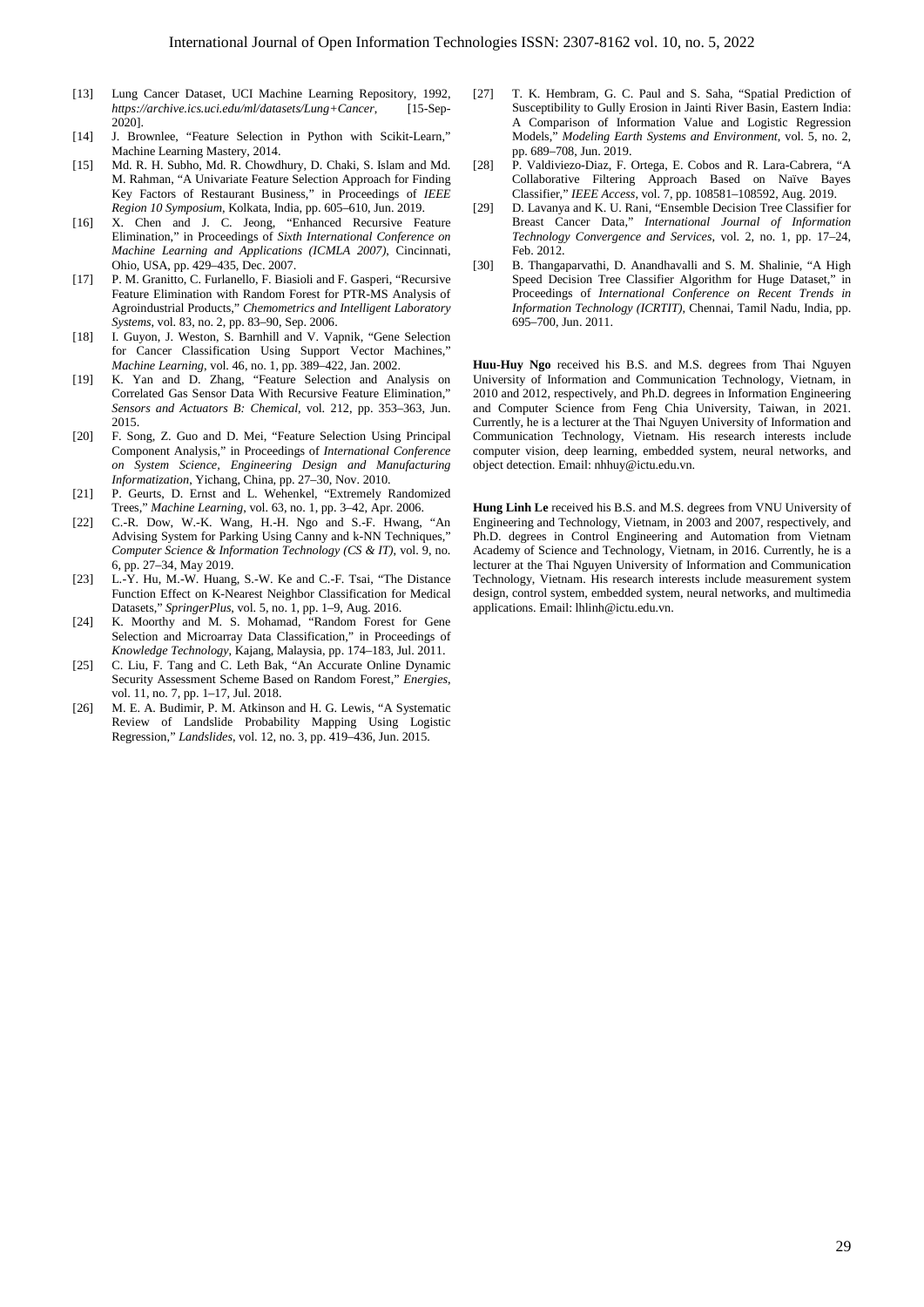[13] Lung Cancer Dataset, UCI Machine Learning Repository, 1992, *https://archive.ics.uci.edu/ml/datasets/Lung+Cancer*, [15-Sep-2020].

[14] J. Brownlee, "Feature Selection in Python with Scikit-Learn," Machine Learning Mastery, 2014.

[15] Md. R. H. Subho, Md. R. Chowdhury, D. Chaki, S. Islam and Md. M. Rahman, "A Univariate Feature Selection Approach for Finding Key Factors of Restaurant Business," in Proceedings of *IEEE Region 10 Symposium*, Kolkata, India, pp. 605–610, Jun. 2019.

[16] X. Chen and J. C. Jeong, "Enhanced Recursive Feature Elimination," in Proceedings of *Sixth International Conference on Machine Learning and Applications (ICMLA 2007)*, Cincinnati, Ohio, USA, pp. 429–435, Dec. 2007.

[17] P. M. Granitto, C. Furlanello, F. Biasioli and F. Gasperi, "Recursive Feature Elimination with Random Forest for PTR-MS Analysis of Agroindustrial Products," *Chemometrics and Intelligent Laboratory Systems*, vol. 83, no. 2, pp. 83–90, Sep. 2006.

[18] I. Guyon, J. Weston, S. Barnhill and V. Vapnik, "Gene Selection for Cancer Classification Using Support Vector Machines," *Machine Learning*, vol. 46, no. 1, pp. 389–422, Jan. 2002.

[19] K. Yan and D. Zhang, "Feature Selection and Analysis on Correlated Gas Sensor Data With Recursive Feature Elimination," *Sensors and Actuators B: Chemical*, vol. 212, pp. 353–363, Jun. 2015.

[20] F. Song, Z. Guo and D. Mei, "Feature Selection Using Principal Component Analysis," in Proceedings of *International Conference on System Science, Engineering Design and Manufacturing Informatization*, Yichang, China, pp. 27–30, Nov. 2010.

[21] P. Geurts, D. Ernst and L. Wehenkel, "Extremely Randomized Trees," *Machine Learning*, vol. 63, no. 1, pp. 3–42, Apr. 2006.

[22] C.-R. Dow, W.-K. Wang, H.-H. Ngo and S.-F. Hwang, "An Advising System for Parking Using Canny and k-NN Techniques," *Computer Science & Information Technology (CS & IT)*, vol. 9, no. 6, pp. 27–34, May 2019.

[23] L.-Y. Hu, M.-W. Huang, S.-W. Ke and C.-F. Tsai, "The Distance Function Effect on K-Nearest Neighbor Classification for Medical Datasets," *SpringerPlus*, vol. 5, no. 1, pp. 1–9, Aug. 2016.

[24] K. Moorthy and M. S. Mohamad, "Random Forest for Gene Selection and Microarray Data Classification," in Proceedings of *Knowledge Technology*, Kajang, Malaysia, pp. 174–183, Jul. 2011.

[25] C. Liu, F. Tang and C. Leth Bak, "An Accurate Online Dynamic Security Assessment Scheme Based on Random Forest," *Energies*, vol. 11, no. 7, pp. 1–17, Jul. 2018.

[26] M. E. A. Budimir, P. M. Atkinson and H. G. Lewis, "A Systematic Review of Landslide Probability Mapping Using Logistic Regression," *Landslides*, vol. 12, no. 3, pp. 419–436, Jun. 2015.

[27] T. K. Hembram, G. C. Paul and S. Saha, "Spatial Prediction of Susceptibility to Gully Erosion in Jainti River Basin, Eastern India: A Comparison of Information Value and Logistic Regression Models," *Modeling Earth Systems and Environment*, vol. 5, no. 2, pp. 689–708, Jun. 2019.

[28] P. Valdiviezo-Diaz, F. Ortega, E. Cobos and R. Lara-Cabrera, "A Collaborative Filtering Approach Based on Naïve Bayes Classifier," *IEEE Access*, vol. 7, pp. 108581–108592, Aug. 2019.

[29] D. Lavanya and K. U. Rani, "Ensemble Decision Tree Classifier for Breast Cancer Data," *International Journal of Information Technology Convergence and Services*, vol. 2, no. 1, pp. 17–24, Feb. 2012.

[30] B. Thangaparvathi, D. Anandhavalli and S. M. Shalinie, "A High Speed Decision Tree Classifier Algorithm for Huge Dataset," in Proceedings of *International Conference on Recent Trends in Information Technology (ICRTIT)*, Chennai, Tamil Nadu, India, pp. 695–700, Jun. 2011.

**Huu-Huy Ngo** received his B.S. and M.S. degrees from Thai Nguyen University of Information and Communication Technology, Vietnam, in 2010 and 2012, respectively, and Ph.D. degrees in Information Engineering and Computer Science from Feng Chia University, Taiwan, in 2021. Currently, he is a lecturer at the Thai Nguyen University of Information and Communication Technology, Vietnam. His research interests include computer vision, deep learning, embedded system, neural networks, and object detection. Email: nhhuy@ictu.edu.vn.

**Hung Linh Le** received his B.S. and M.S. degrees from VNU University of Engineering and Technology, Vietnam, in 2003 and 2007, respectively, and Ph.D. degrees in Control Engineering and Automation from Vietnam Academy of Science and Technology, Vietnam, in 2016. Currently, he is a lecturer at the Thai Nguyen University of Information and Communication Technology, Vietnam. His research interests include measurement system design, control system, embedded system, neural networks, and multimedia applications. Email: lhlinh@ictu.edu.vn.